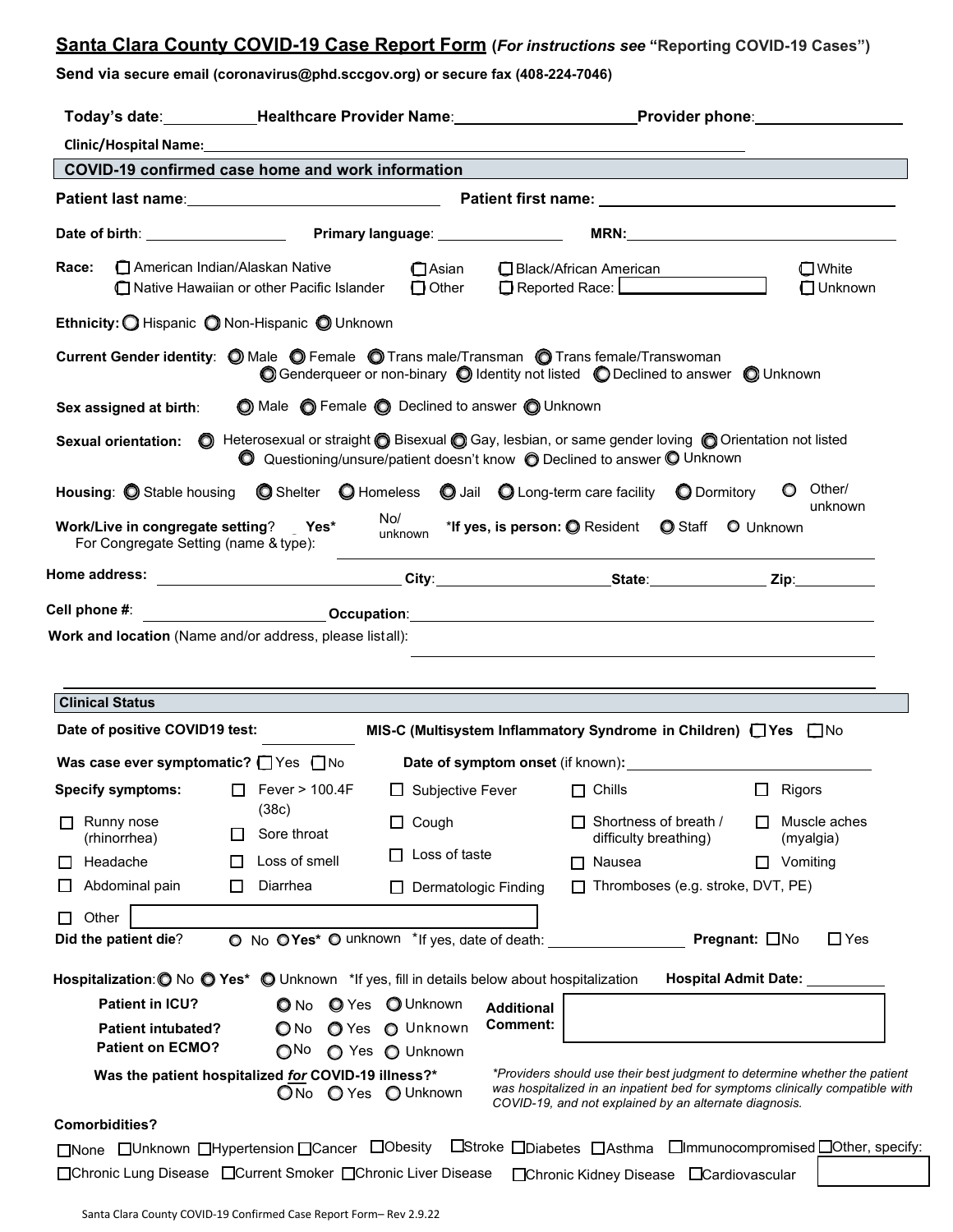## Santa Clara County COVID-19 Case Report Form (*For instructions see* "Reporting COVID-19 Cases")

**Send via secure email (coronavirus@phd.sccgov.org) or secure fax (408-224-7046)**

**Today's date**:____________ **Healthcare Provider Name**:______________________ **Provider phone**:__________________

**Clinic/Hospital Name:**______________________________________________________________________

### COVID-19 confirmed case home and work information

**Patient last name**:______________________________ **Patient first name:** ______________________________

**Date of birth**: __________________ **Primary language**: ________________ **MRN:**______________________________

**Race:** ☐ American Indian/Alaskan Native ☐ Asian ☐ Black/African American ☐ White ☐ Native Hawaiian or other Pacific Islander ☐ Other ☐ Reported Race: ____________ ☐ Unknown

**Ethnicity:** ○ Hispanic ○ Non-Hispanic ○ Unknown

**Current Gender identity**: ○ Male ○ Female ○ Trans male/Transman ○ Trans female/Transwoman ○ Genderqueer or non-binary ○ Identity not listed ○ Declined to answer ○ Unknown

**Sex assigned at birth**: ○ Male ○ Female ○ Declined to answer ○ Unknown

**Sexual orientation:** ○ Heterosexual or straight ○ Bisexual ○ Gay, lesbian, or same gender loving ○ Orientation not listed ○ Questioning/unsure/patient doesn't know ○ Declined to answer ○ Unknown

**Housing**: ○ Stable housing ○ Shelter ○ Homeless ○ Jail ○ Long-term care facility ○ Dormitory ○ Other/ unknown

**Work/Live in congregate setting**? **Yes*** No/ unknown ***If yes, is person:** ○ Resident ○ Staff ○ Unknown
For Congregate Setting (name & type): ______________________________

**Home address:** ______________________________ **City**:______________________ **State**:______________ **Zip**:__________

**Cell phone #**: ______________________ **Occupation**:______________________________________________

**Work and location** (Name and/or address, please list all): ______________________________

### Clinical Status

**Date of positive COVID19 test:** ______________ **MIS-C (Multisystem Inflammatory Syndrome in Children)** ☐ **Yes** ☐ No

**Was case ever symptomatic?** ☐ Yes ☐ No **Date of symptom onset** (if known)**:** ______________________

**Specify symptoms:**

- ☐ Fever > 100.4F (38c)
- ☐ Subjective Fever
- ☐ Chills
- ☐ Rigors
- ☐ Runny nose (rhinorrhea)
- ☐ Sore throat
- ☐ Cough
- ☐ Shortness of breath / difficulty breathing)
- ☐ Muscle aches (myalgia)
- ☐ Loss of taste
- ☐ Headache
- ☐ Loss of smell
- ☐ Nausea
- ☐ Vomiting
- ☐ Abdominal pain
- ☐ Diarrhea
- ☐ Dermatologic Finding
- ☐ Thromboses (e.g. stroke, DVT, PE)
- ☐ Other ____________________

**Did the patient die**? ○ No ○ **Yes*** ○ unknown *If yes, date of death: ________________ **Pregnant:** ☐ No ☐ Yes

**Hospitalization**: ○ No ○ **Yes*** ○ Unknown *If yes, fill in details below about hospitalization **Hospital Admit Date:** __________

**Patient in ICU?** ○ No ○ Yes ○ Unknown
**Patient intubated?** ○ No ○ Yes ○ Unknown
**Patient on ECMO?** ○ No ○ Yes ○ Unknown

**Additional Comment:** ____________________

**Was the patient hospitalized *for* COVID-19 illness?*** ○ No ○ Yes ○ Unknown

**Providers should use their best judgment to determine whether the patient was hospitalized in an inpatient bed for symptoms clinically compatible with COVID-19, and not explained by an alternate diagnosis.*

**Comorbidities?**

☐ None ☐ Unknown ☐ Hypertension ☐ Cancer ☐ Obesity ☐ Stroke ☐ Diabetes ☐ Asthma ☐ Immunocompromised ☐ Other, specify: __________
☐ Chronic Lung Disease ☐ Current Smoker ☐ Chronic Liver Disease ☐ Chronic Kidney Disease ☐ Cardiovascular

Santa Clara County COVID-19 Confirmed Case Report Form– Rev 2.9.22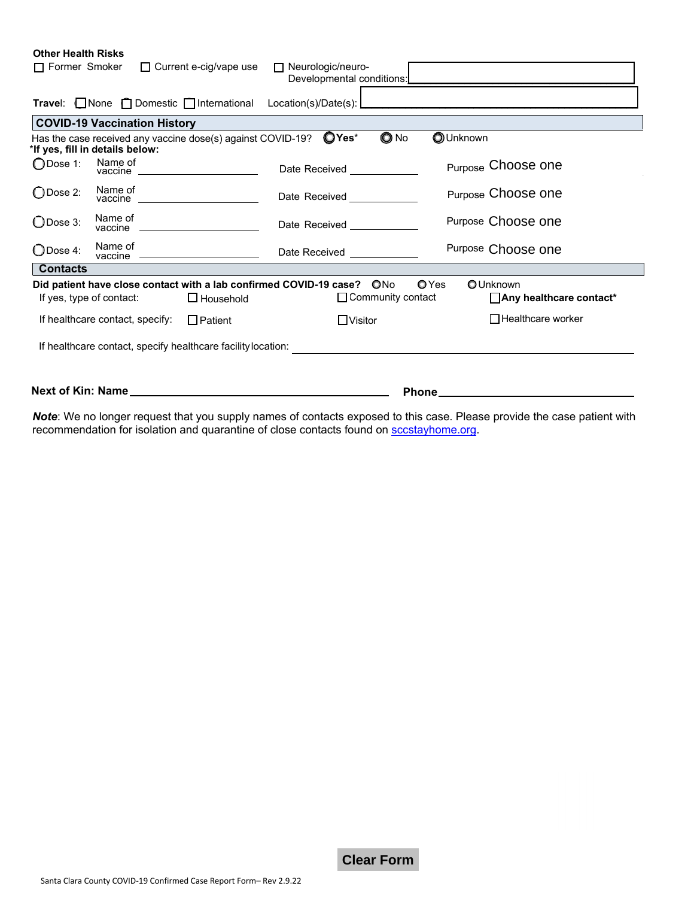**Other Health Risks**

☐ Former Smoker ☐ Current e-cig/vape use ☐ Neurologic/neuro-Developmental conditions: \_\_\_\_\_\_\_\_\_\_

**Travel**: ☐ None ☐ Domestic ☐ International Location(s)/Date(s): \_\_\_\_\_\_\_\_\_\_

## COVID-19 Vaccination History

Has the case received any vaccine dose(s) against COVID-19? ○ **Yes*** ○ No ○ Unknown

***If yes, fill in details below:**

| | | | |
|---|---|---|---|
| ○ Dose 1: | Name of vaccine \_\_\_\_\_\_\_\_\_\_ | Date Received \_\_\_\_\_\_\_\_\_\_ | Purpose Choose one |
| ○ Dose 2: | Name of vaccine \_\_\_\_\_\_\_\_\_\_ | Date Received \_\_\_\_\_\_\_\_\_\_ | Purpose Choose one |
| ○ Dose 3: | Name of vaccine \_\_\_\_\_\_\_\_\_\_ | Date Received \_\_\_\_\_\_\_\_\_\_ | Purpose Choose one |
| ○ Dose 4: | Name of vaccine \_\_\_\_\_\_\_\_\_\_ | Date Received \_\_\_\_\_\_\_\_\_\_ | Purpose Choose one |

## Contacts

**Did patient have close contact with a lab confirmed COVID-19 case?** ○ No ○ Yes ○ Unknown

If yes, type of contact: ☐ Household ☐ Community contact ☐ **Any healthcare contact***

If healthcare contact, specify: ☐ Patient ☐ Visitor ☐ Healthcare worker

If healthcare contact, specify healthcare facility location: \_\_\_\_\_\_\_\_\_\_

**Next of Kin: Name** \_\_\_\_\_\_\_\_\_\_ **Phone** \_\_\_\_\_\_\_\_\_\_

***Note***: We no longer request that you supply names of contacts exposed to this case. Please provide the case patient with recommendation for isolation and quarantine of close contacts found on sccstayhome.org.

Clear Form

Santa Clara County COVID-19 Confirmed Case Report Form– Rev 2.9.22